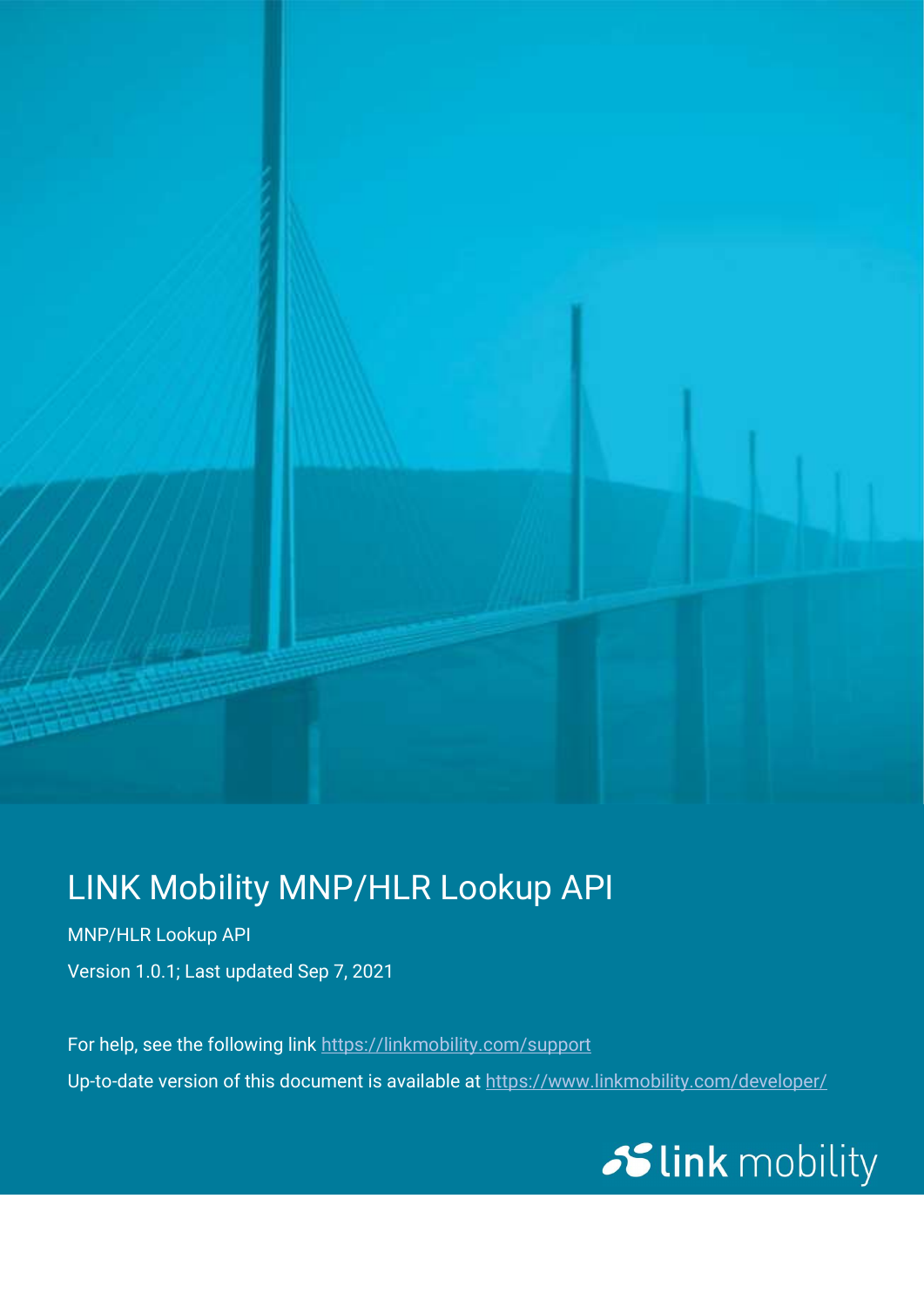# LINK Mobility MNP/HLR Lookup API

MNP/HLR Lookup API

Version 1.0.1; Last updated Sep 7, 2021

For help, see the following link [https://linkmobility.com/support](https://linkmobility.com/support)

Up-to-date version of this document is available at [https://www.linkmobility.com/developer/](https://www.linkmobility.com/developer/)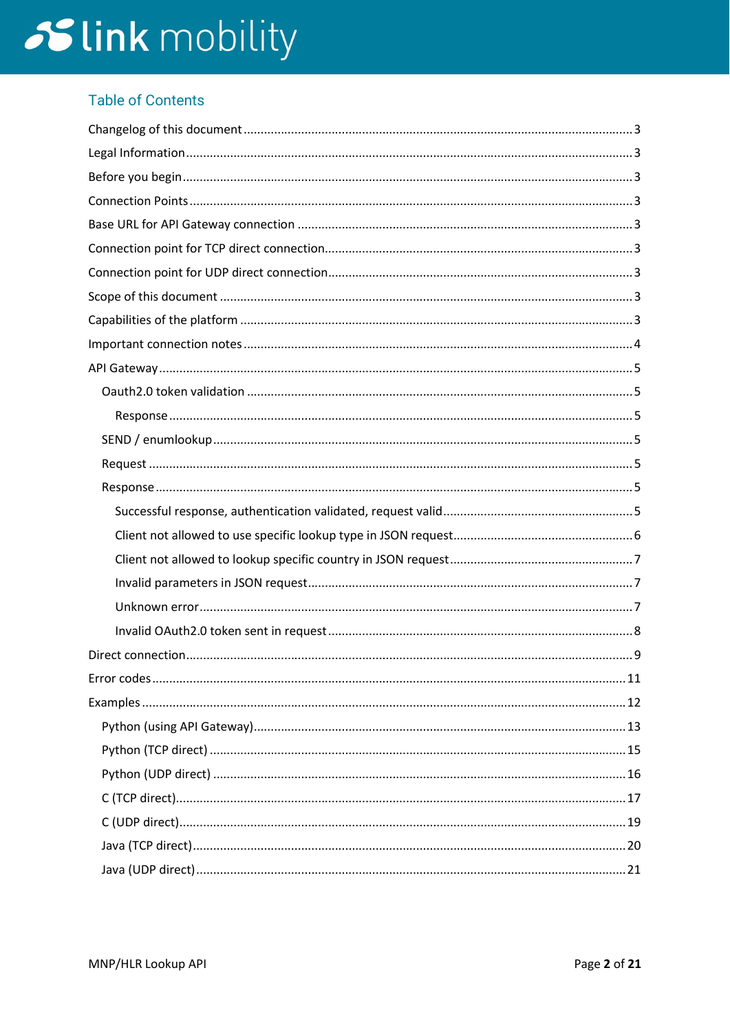## Table of Contents

Changelog of this document ... 3
Legal Information ... 3
Before you begin ... 3
Connection Points ... 3
Base URL for API Gateway connection ... 3
Connection point for TCP direct connection ... 3
Connection point for UDP direct connection ... 3
Scope of this document ... 3
Capabilities of the platform ... 3
Important connection notes ... 4
API Gateway ... 5
- Oauth2.0 token validation ... 5
  - Response ... 5
- SEND / enumlookup ... 5
- Request ... 5
- Response ... 5
  - Successful response, authentication validated, request valid ... 5
  - Client not allowed to use specific lookup type in JSON request ... 6
  - Client not allowed to lookup specific country in JSON request ... 7
  - Invalid parameters in JSON request ... 7
  - Unknown error ... 7
  - Invalid OAuth2.0 token sent in request ... 8

Direct connection ... 9
Error codes ... 11
Examples ... 12
- Python (using API Gateway) ... 13
- Python (TCP direct) ... 15
- Python (UDP direct) ... 16
- C (TCP direct) ... 17
- C (UDP direct) ... 19
- Java (TCP direct) ... 20
- Java (UDP direct) ... 21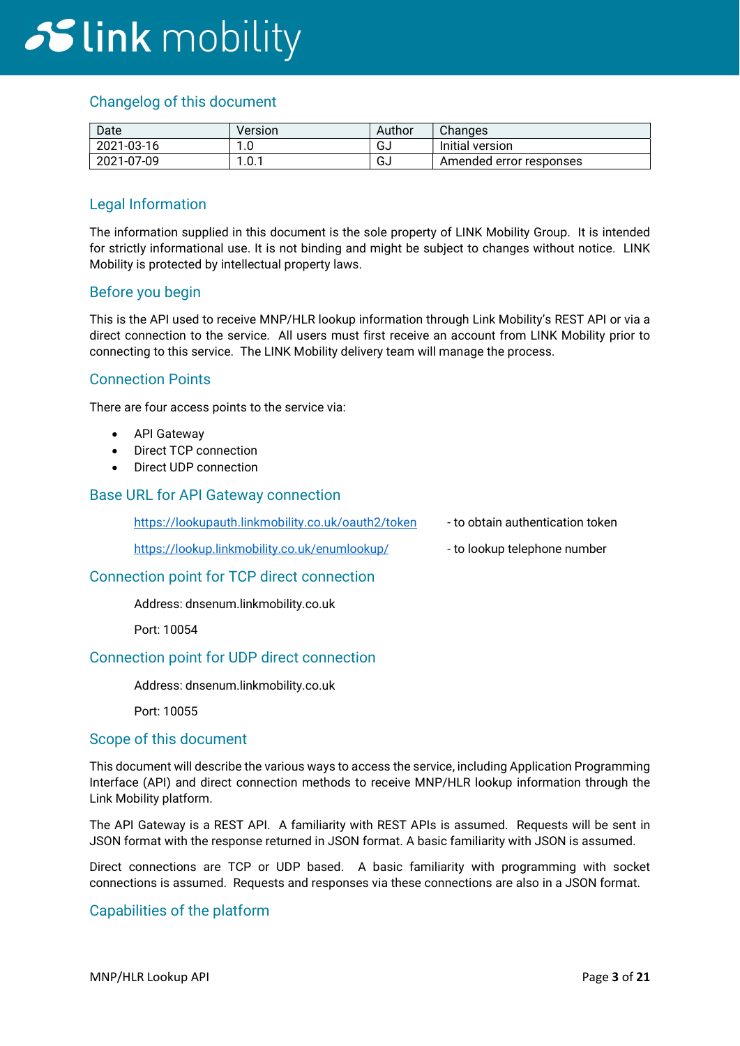## Changelog of this document

| Date | Version | Author | Changes |
|---|---|---|---|
| 2021-03-16 | 1.0 | GJ | Initial version |
| 2021-07-09 | 1.0.1 | GJ | Amended error responses |

## Legal Information

The information supplied in this document is the sole property of LINK Mobility Group. It is intended for strictly informational use. It is not binding and might be subject to changes without notice. LINK Mobility is protected by intellectual property laws.

## Before you begin

This is the API used to receive MNP/HLR lookup information through Link Mobility's REST API or via a direct connection to the service. All users must first receive an account from LINK Mobility prior to connecting to this service. The LINK Mobility delivery team will manage the process.

## Connection Points

There are four access points to the service via:

- API Gateway
- Direct TCP connection
- Direct UDP connection

## Base URL for API Gateway connection

https://lookupauth.linkmobility.co.uk/oauth2/token - to obtain authentication token

https://lookup.linkmobility.co.uk/enumlookup/ - to lookup telephone number

## Connection point for TCP direct connection

Address: dnsenum.linkmobility.co.uk

Port: 10054

## Connection point for UDP direct connection

Address: dnsenum.linkmobility.co.uk

Port: 10055

## Scope of this document

This document will describe the various ways to access the service, including Application Programming Interface (API) and direct connection methods to receive MNP/HLR lookup information through the Link Mobility platform.

The API Gateway is a REST API. A familiarity with REST APIs is assumed. Requests will be sent in JSON format with the response returned in JSON format. A basic familiarity with JSON is assumed.

Direct connections are TCP or UDP based. A basic familiarity with programming with socket connections is assumed. Requests and responses via these connections are also in a JSON format.

## Capabilities of the platform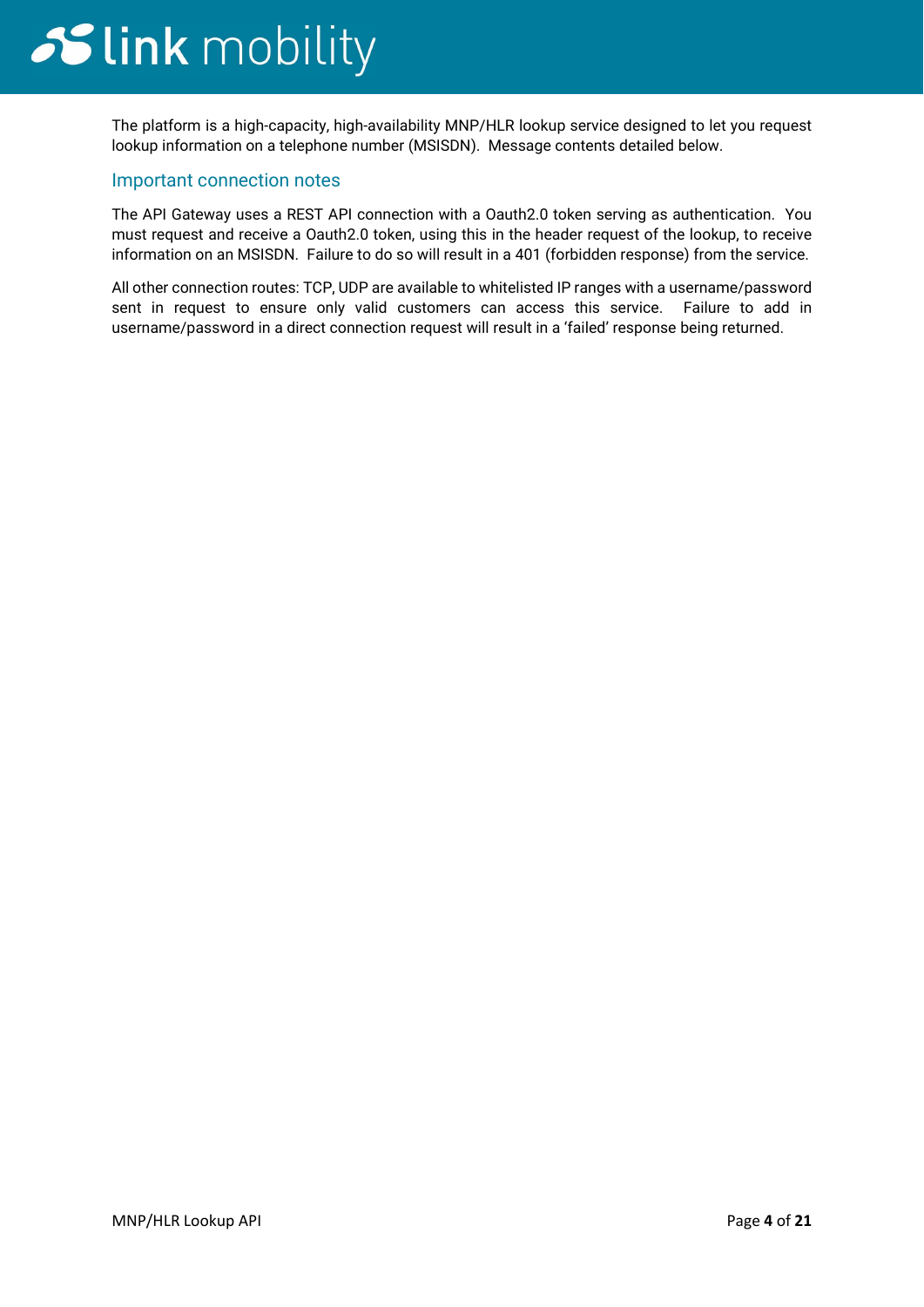The platform is a high-capacity, high-availability MNP/HLR lookup service designed to let you request lookup information on a telephone number (MSISDN).  Message contents detailed below.

## Important connection notes

The API Gateway uses a REST API connection with a Oauth2.0 token serving as authentication.  You must request and receive a Oauth2.0 token, using this in the header request of the lookup, to receive information on an MSISDN.  Failure to do so will result in a 401 (forbidden response) from the service.

All other connection routes: TCP, UDP are available to whitelisted IP ranges with a username/password sent in request to ensure only valid customers can access this service.  Failure to add in username/password in a direct connection request will result in a 'failed' response being returned.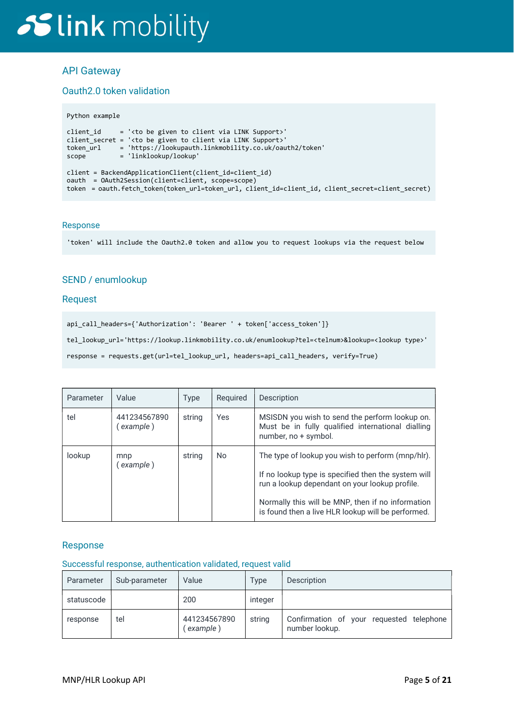## API Gateway

### Oauth2.0 token validation

```
Python example

client_id     = '<to be given to client via LINK Support>'
client_secret = '<to be given to client via LINK Support>'
token_url     = 'https://lookupauth.linkmobility.co.uk/oauth2/token'
scope         = 'linklookup/lookup'

client = BackendApplicationClient(client_id=client_id)
oauth  = OAuth2Session(client=client, scope=scope)
token  = oauth.fetch_token(token_url=token_url, client_id=client_id, client_secret=client_secret)
```

### Response

```
'token' will include the Oauth2.0 token and allow you to request lookups via the request below
```

## SEND / enumlookup

### Request

```
api_call_headers={'Authorization': 'Bearer ' + token['access_token']}

tel_lookup_url='https://lookup.linkmobility.co.uk/enumlookup?tel=<telnum>&lookup=<lookup type>'

response = requests.get(url=tel_lookup_url, headers=api_call_headers, verify=True)
```

| Parameter | Value | Type | Required | Description |
|---|---|---|---|---|
| tel | 441234567890 ( *example* ) | string | Yes | MSISDN you wish to send the perform lookup on. Must be in fully qualified international dialling number, no + symbol. |
| lookup | mnp ( *example* ) | string | No | The type of lookup you wish to perform (mnp/hlr).<br><br>If no lookup type is specified then the system will run a lookup dependant on your lookup profile.<br><br>Normally this will be MNP, then if no information is found then a live HLR lookup will be performed. |

### Response

#### Successful response, authentication validated, request valid

| Parameter | Sub-parameter | Value | Type | Description |
|---|---|---|---|---|
| statuscode | | 200 | integer | |
| response | tel | 441234567890 ( *example* ) | string | Confirmation of your requested telephone number lookup. |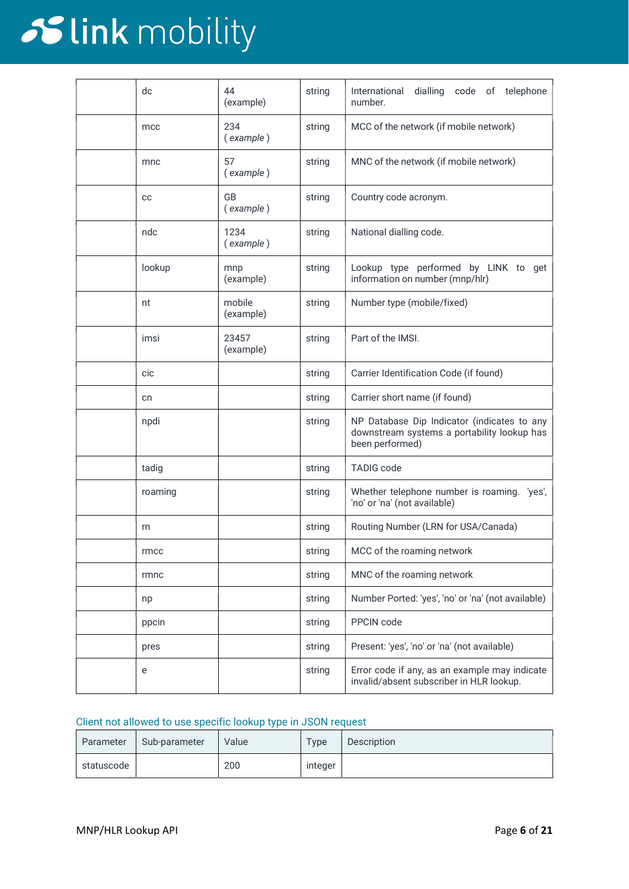| | | | | |
|---|---|---|---|---|
| | dc | 44 (example) | string | International dialling code of telephone number. |
| | mcc | 234 ( *example* ) | string | MCC of the network (if mobile network) |
| | mnc | 57 ( *example* ) | string | MNC of the network (if mobile network) |
| | cc | GB ( *example* ) | string | Country code acronym. |
| | ndc | 1234 ( *example* ) | string | National dialling code. |
| | lookup | mnp (example) | string | Lookup type performed by LINK to get information on number (mnp/hlr) |
| | nt | mobile (example) | string | Number type (mobile/fixed) |
| | imsi | 23457 (example) | string | Part of the IMSI. |
| | cic | | string | Carrier Identification Code (if found) |
| | cn | | string | Carrier short name (if found) |
| | npdi | | string | NP Database Dip Indicator (indicates to any downstream systems a portability lookup has been performed) |
| | tadig | | string | TADIG code |
| | roaming | | string | Whether telephone number is roaming. 'yes', 'no' or 'na' (not available) |
| | rn | | string | Routing Number (LRN for USA/Canada) |
| | rmcc | | string | MCC of the roaming network |
| | rmnc | | string | MNC of the roaming network |
| | np | | string | Number Ported: 'yes', 'no' or 'na' (not available) |
| | ppcin | | string | PPCIN code |
| | pres | | string | Present: 'yes', 'no' or 'na' (not available) |
| | e | | string | Error code if any, as an example may indicate invalid/absent subscriber in HLR lookup. |

### Client not allowed to use specific lookup type in JSON request

| Parameter | Sub-parameter | Value | Type | Description |
|---|---|---|---|---|
| statuscode | | 200 | integer | |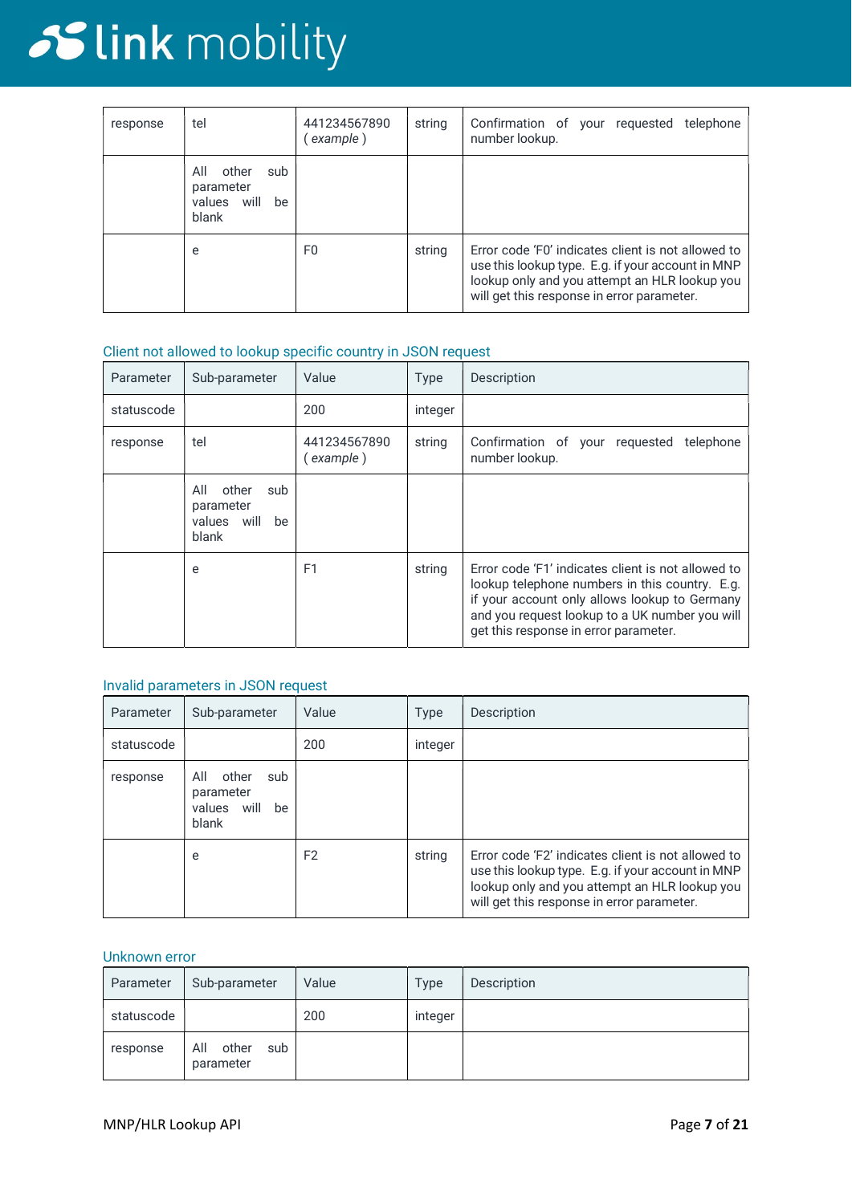| | | | | |
|---|---|---|---|---|
| response | tel | 441234567890 ( *example* ) | string | Confirmation of your requested telephone number lookup. |
| | All other sub parameter values will be blank | | | |
| | e | F0 | string | Error code 'F0' indicates client is not allowed to use this lookup type. E.g. if your account in MNP lookup only and you attempt an HLR lookup you will get this response in error parameter. |

### Client not allowed to lookup specific country in JSON request

| Parameter | Sub-parameter | Value | Type | Description |
|---|---|---|---|---|
| statuscode | | 200 | integer | |
| response | tel | 441234567890 ( *example* ) | string | Confirmation of your requested telephone number lookup. |
| | All other sub parameter values will be blank | | | |
| | e | F1 | string | Error code 'F1' indicates client is not allowed to lookup telephone numbers in this country. E.g. if your account only allows lookup to Germany and you request lookup to a UK number you will get this response in error parameter. |

### Invalid parameters in JSON request

| Parameter | Sub-parameter | Value | Type | Description |
|---|---|---|---|---|
| statuscode | | 200 | integer | |
| response | All other sub parameter values will be blank | | | |
| | e | F2 | string | Error code 'F2' indicates client is not allowed to use this lookup type. E.g. if your account in MNP lookup only and you attempt an HLR lookup you will get this response in error parameter. |

### Unknown error

| Parameter | Sub-parameter | Value | Type | Description |
|---|---|---|---|---|
| statuscode | | 200 | integer | |
| response | All other sub parameter | | | |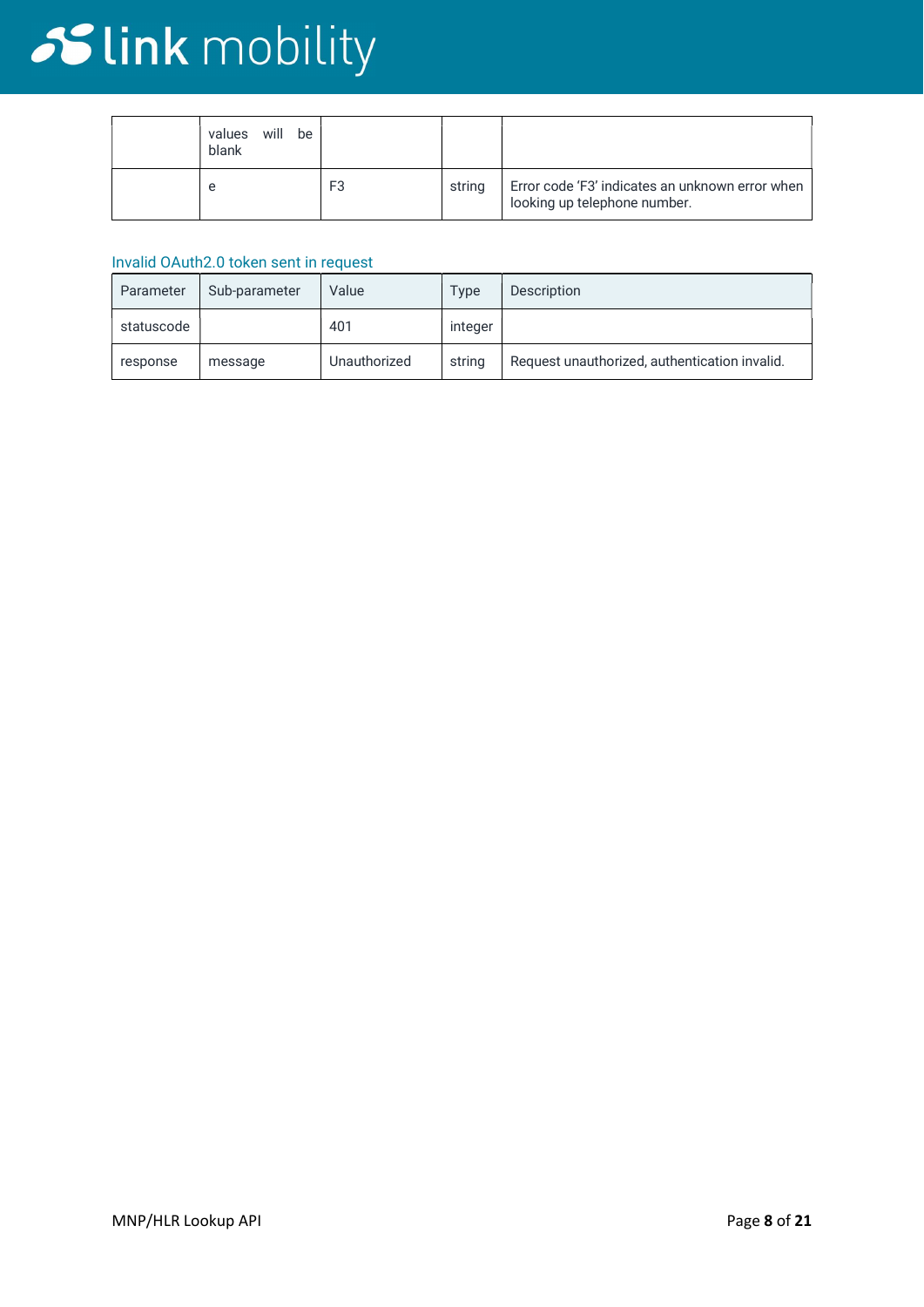| | values will be blank | | | |
|---|---|---|---|---|
| | e | F3 | string | Error code 'F3' indicates an unknown error when looking up telephone number. |

### Invalid OAuth2.0 token sent in request

| Parameter | Sub-parameter | Value | Type | Description |
|---|---|---|---|---|
| statuscode | | 401 | integer | |
| response | message | Unauthorized | string | Request unauthorized, authentication invalid. |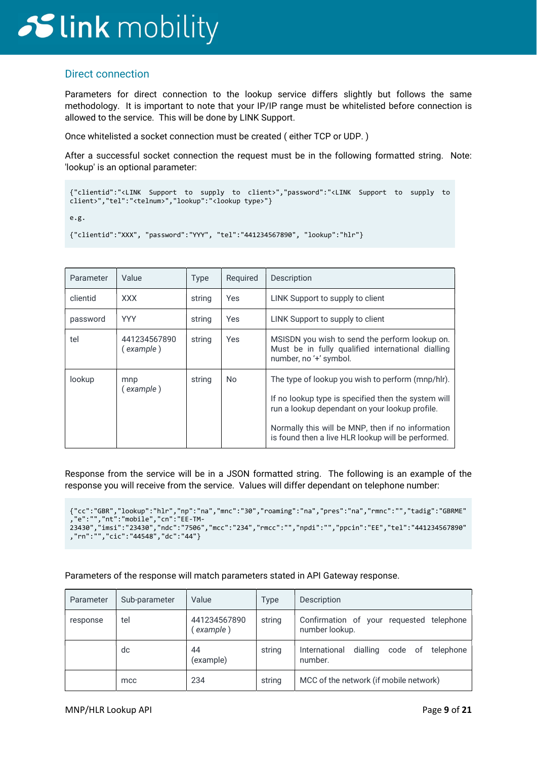## Direct connection

Parameters for direct connection to the lookup service differs slightly but follows the same methodology. It is important to note that your IP/IP range must be whitelisted before connection is allowed to the service. This will be done by LINK Support.

Once whitelisted a socket connection must be created ( either TCP or UDP. )

After a successful socket connection the request must be in the following formatted string. Note: 'lookup' is an optional parameter:

```
{"clientid":"<LINK Support to supply to client>","password":"<LINK Support to supply to client>","tel":"<telnum>","lookup":"<lookup type>"}

e.g.

{"clientid":"XXX", "password":"YYY", "tel":"441234567890", "lookup":"hlr"}
```

| Parameter | Value | Type | Required | Description |
|---|---|---|---|---|
| clientid | XXX | string | Yes | LINK Support to supply to client |
| password | YYY | string | Yes | LINK Support to supply to client |
| tel | 441234567890 ( *example* ) | string | Yes | MSISDN you wish to send the perform lookup on. Must be in fully qualified international dialling number, no '+' symbol. |
| lookup | mnp ( *example* ) | string | No | The type of lookup you wish to perform (mnp/hlr).<br><br>If no lookup type is specified then the system will run a lookup dependant on your lookup profile.<br><br>Normally this will be MNP, then if no information is found then a live HLR lookup will be performed. |

Response from the service will be in a JSON formatted string. The following is an example of the response you will receive from the service. Values will differ dependant on telephone number:

```
{"cc":"GBR","lookup":"hlr","np":"na","mnc":"30","roaming":"na","pres":"na","rmnc":"","tadig":"GBRME","e":"","nt":"mobile","cn":"EE-TM-23430","imsi":"23430","ndc":"7506","mcc":"234","rmcc":"","npdi":"","ppcin":"EE","tel":"441234567890","rn":"","cic":"44548","dc":"44"}
```

Parameters of the response will match parameters stated in API Gateway response.

| Parameter | Sub-parameter | Value | Type | Description |
|---|---|---|---|---|
| response | tel | 441234567890 ( *example* ) | string | Confirmation of your requested telephone number lookup. |
| | dc | 44 (example) | string | International dialling code of telephone number. |
| | mcc | 234 | string | MCC of the network (if mobile network) |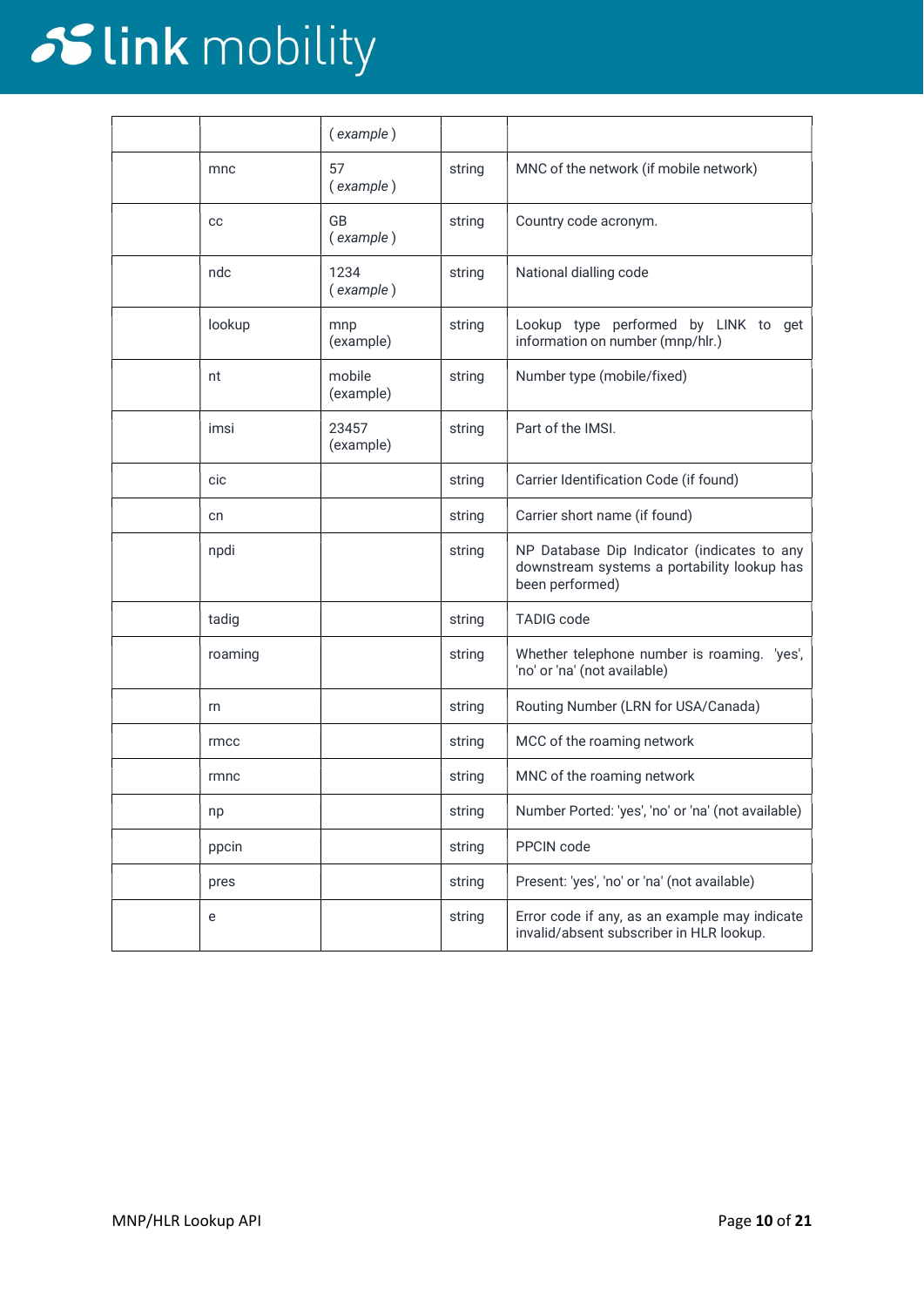| | | ( *example* ) | | |
|---|---|---|---|---|
| | mnc | 57<br>( *example* ) | string | MNC of the network (if mobile network) |
| | cc | GB<br>( *example* ) | string | Country code acronym. |
| | ndc | 1234<br>( *example* ) | string | National dialling code |
| | lookup | mnp<br>(example) | string | Lookup type performed by LINK to get information on number (mnp/hlr.) |
| | nt | mobile<br>(example) | string | Number type (mobile/fixed) |
| | imsi | 23457<br>(example) | string | Part of the IMSI. |
| | cic | | string | Carrier Identification Code (if found) |
| | cn | | string | Carrier short name (if found) |
| | npdi | | string | NP Database Dip Indicator (indicates to any downstream systems a portability lookup has been performed) |
| | tadig | | string | TADIG code |
| | roaming | | string | Whether telephone number is roaming. 'yes', 'no' or 'na' (not available) |
| | rn | | string | Routing Number (LRN for USA/Canada) |
| | rmcc | | string | MCC of the roaming network |
| | rmnc | | string | MNC of the roaming network |
| | np | | string | Number Ported: 'yes', 'no' or 'na' (not available) |
| | ppcin | | string | PPCIN code |
| | pres | | string | Present: 'yes', 'no' or 'na' (not available) |
| | e | | string | Error code if any, as an example may indicate invalid/absent subscriber in HLR lookup. |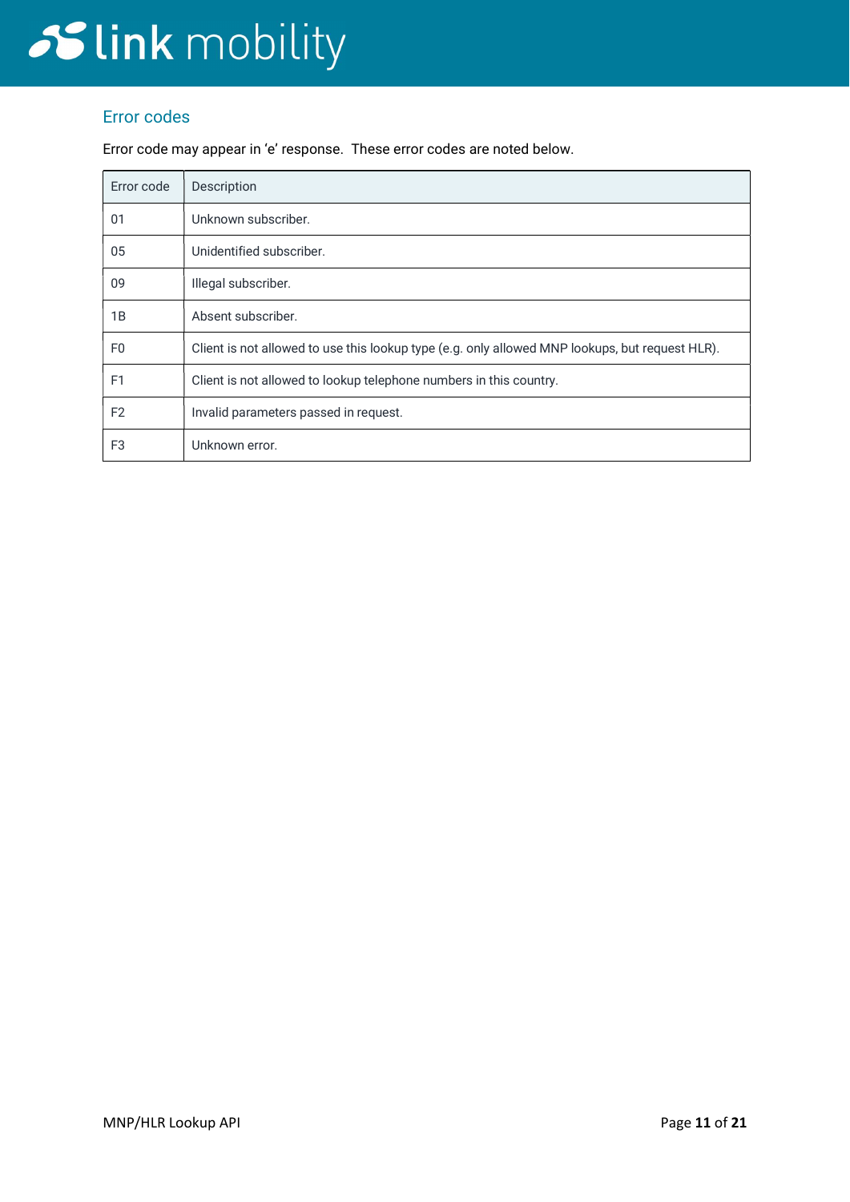## Error codes

Error code may appear in 'e' response. These error codes are noted below.

| Error code | Description |
|---|---|
| 01 | Unknown subscriber. |
| 05 | Unidentified subscriber. |
| 09 | Illegal subscriber. |
| 1B | Absent subscriber. |
| F0 | Client is not allowed to use this lookup type (e.g. only allowed MNP lookups, but request HLR). |
| F1 | Client is not allowed to lookup telephone numbers in this country. |
| F2 | Invalid parameters passed in request. |
| F3 | Unknown error. |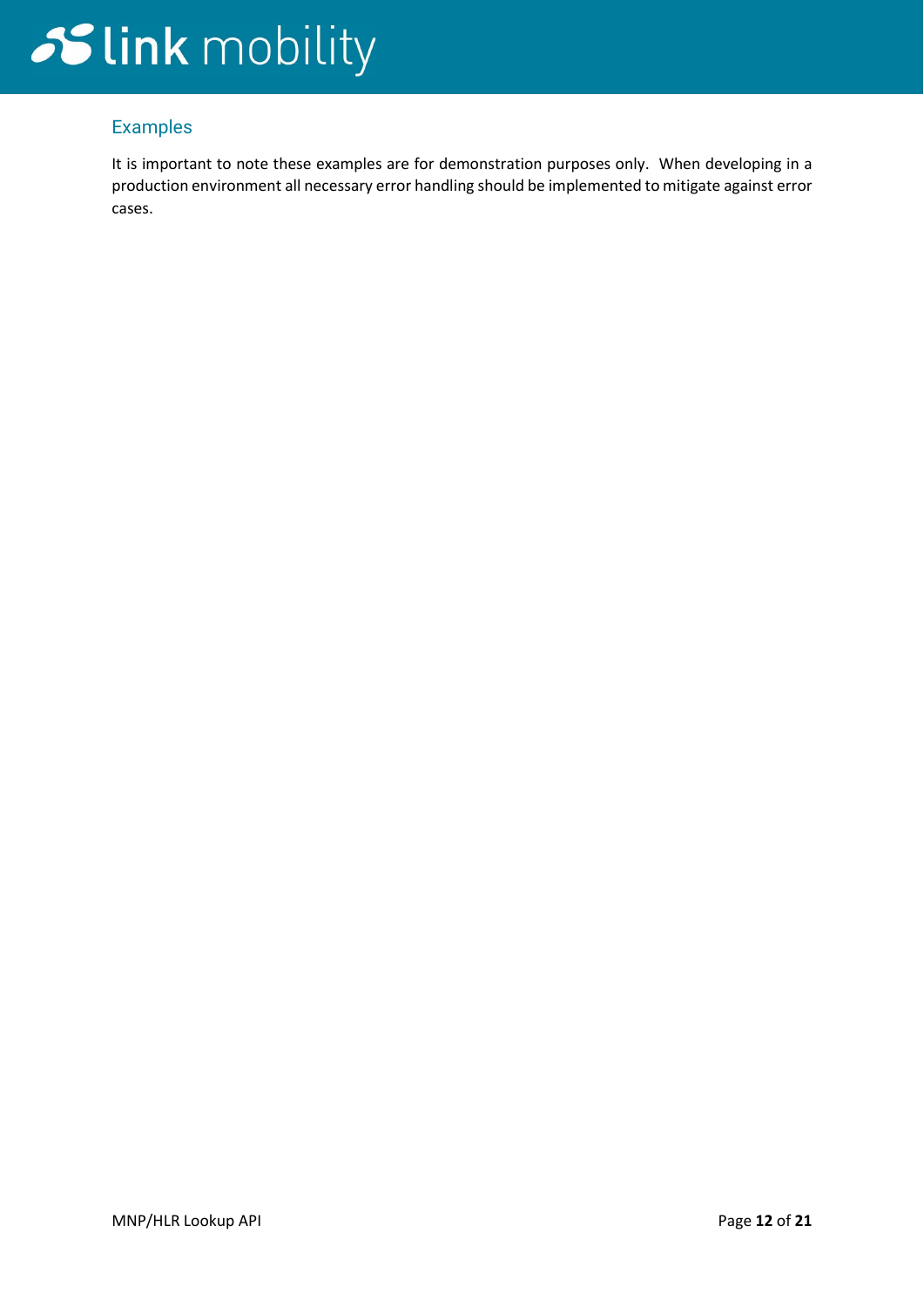## Examples

It is important to note these examples are for demonstration purposes only. When developing in a production environment all necessary error handling should be implemented to mitigate against error cases.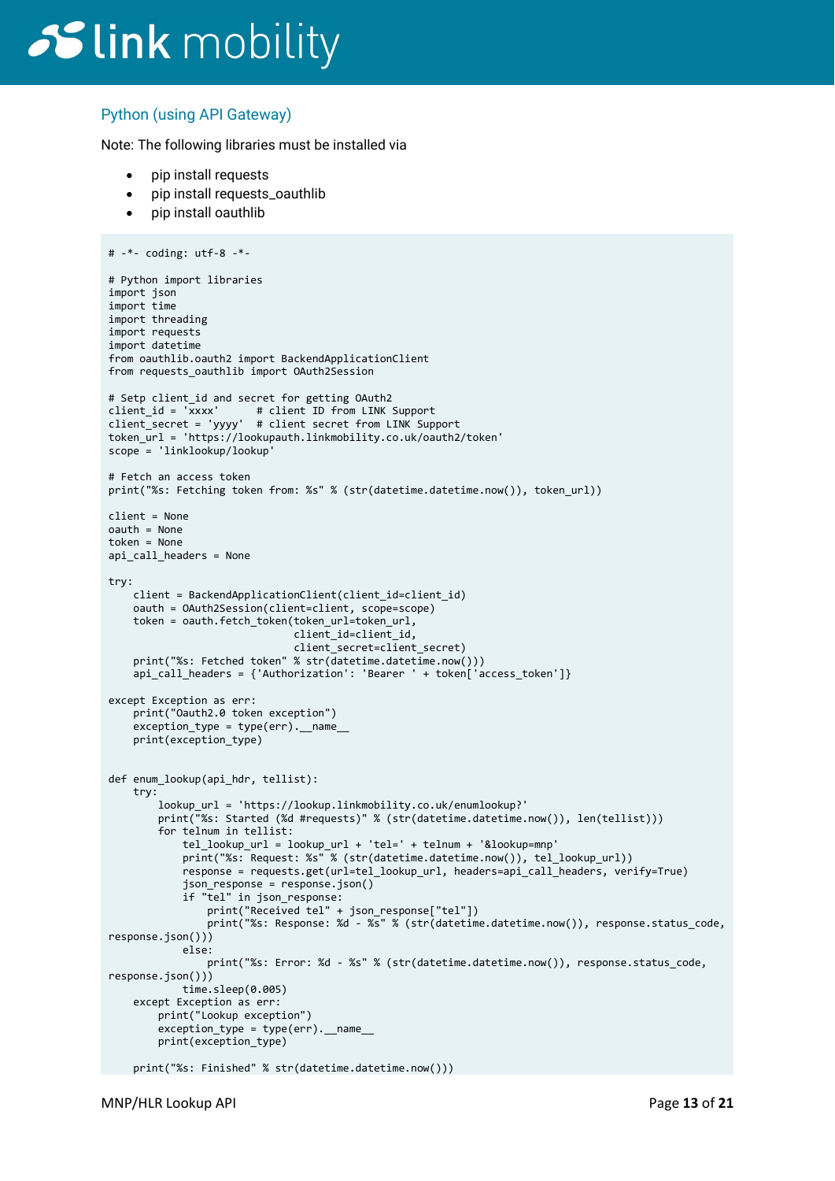### Python (using API Gateway)

Note: The following libraries must be installed via

- pip install requests
- pip install requests_oauthlib
- pip install oauthlib

```
# -*- coding: utf-8 -*-

# Python import libraries
import json
import time
import threading
import requests
import datetime
from oauthlib.oauth2 import BackendApplicationClient
from requests_oauthlib import OAuth2Session

# Setp client_id and secret for getting OAuth2
client_id = 'xxxx'      # client ID from LINK Support
client_secret = 'yyyy'  # client secret from LINK Support
token_url = 'https://lookupauth.linkmobility.co.uk/oauth2/token'
scope = 'linklookup/lookup'

# Fetch an access token
print("%s: Fetching token from: %s" % (str(datetime.datetime.now()), token_url))

client = None
oauth = None
token = None
api_call_headers = None

try:
    client = BackendApplicationClient(client_id=client_id)
    oauth = OAuth2Session(client=client, scope=scope)
    token = oauth.fetch_token(token_url=token_url,
                              client_id=client_id,
                              client_secret=client_secret)
    print("%s: Fetched token" % str(datetime.datetime.now()))
    api_call_headers = {'Authorization': 'Bearer ' + token['access_token']}

except Exception as err:
    print("Oauth2.0 token exception")
    exception_type = type(err).__name__
    print(exception_type)


def enum_lookup(api_hdr, tellist):
    try:
        lookup_url = 'https://lookup.linkmobility.co.uk/enumlookup?'
        print("%s: Started (%d #requests)" % (str(datetime.datetime.now()), len(tellist)))
        for telnum in tellist:
            tel_lookup_url = lookup_url + 'tel=' + telnum + '&lookup=mnp'
            print("%s: Request: %s" % (str(datetime.datetime.now()), tel_lookup_url))
            response = requests.get(url=tel_lookup_url, headers=api_call_headers, verify=True)
            json_response = response.json()
            if "tel" in json_response:
                print("Received tel" + json_response["tel"])
                print("%s: Response: %d - %s" % (str(datetime.datetime.now()), response.status_code,
response.json()))
            else:
                print("%s: Error: %d - %s" % (str(datetime.datetime.now()), response.status_code,
response.json()))
            time.sleep(0.005)
    except Exception as err:
        print("Lookup exception")
        exception_type = type(err).__name__
        print(exception_type)

    print("%s: Finished" % str(datetime.datetime.now()))
```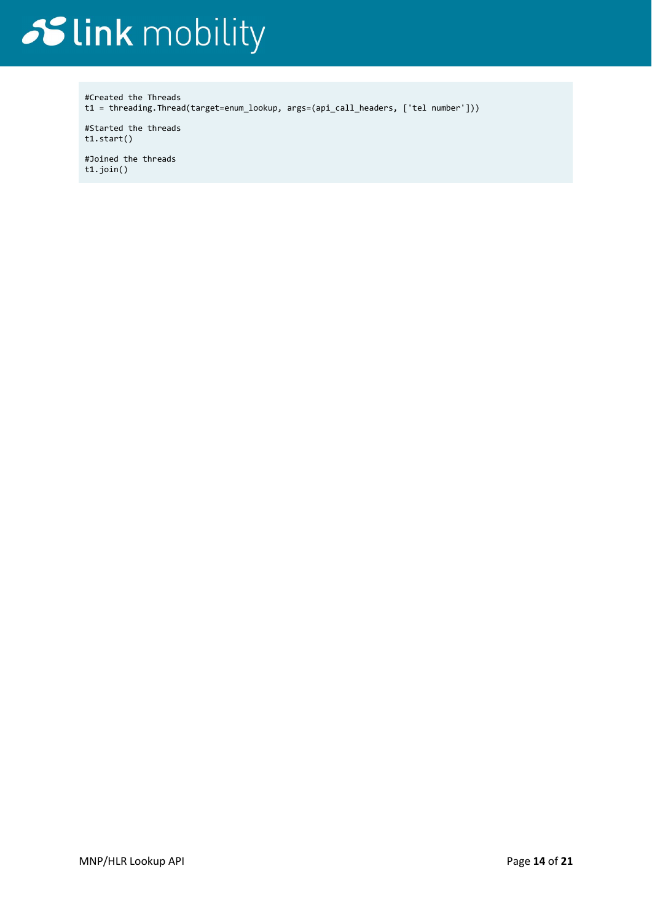```
#Created the Threads
t1 = threading.Thread(target=enum_lookup, args=(api_call_headers, ['tel number']))

#Started the threads
t1.start()

#Joined the threads
t1.join()
```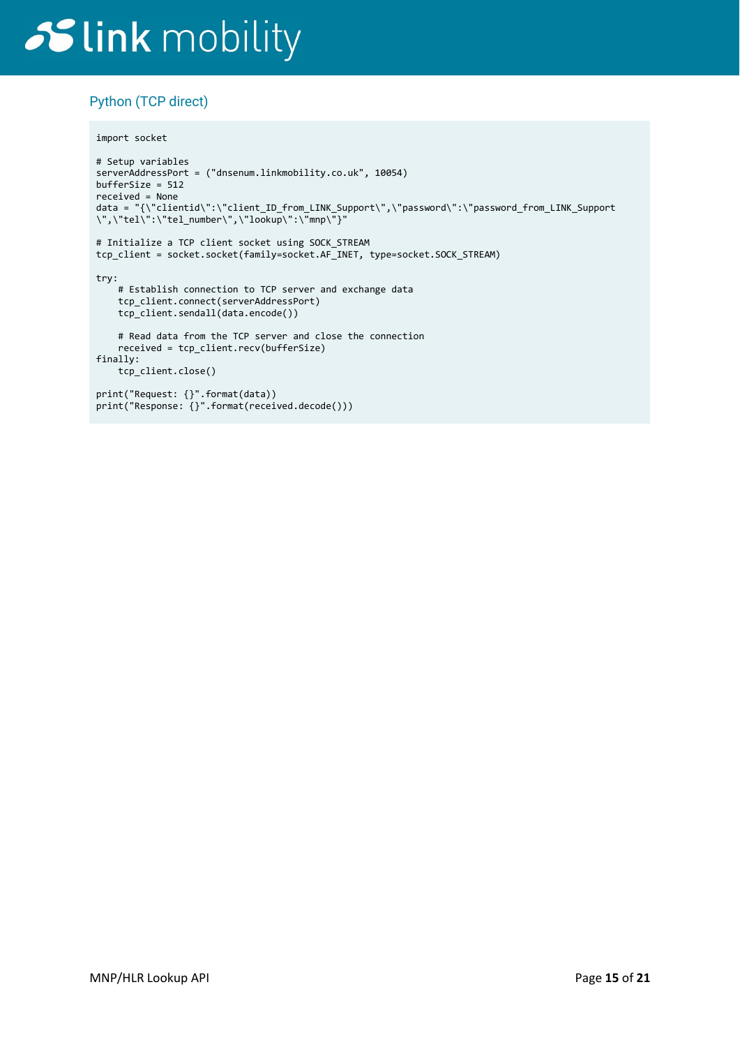## Python (TCP direct)

```
import socket

# Setup variables
serverAddressPort = ("dnsenum.linkmobility.co.uk", 10054)
bufferSize = 512
received = None
data = "{\"clientid\":\"client_ID_from_LINK_Support\",\"password\":\"password_from_LINK_Support
\",\"tel\":\"tel_number\",\"lookup\":\"mnp\"}"

# Initialize a TCP client socket using SOCK_STREAM
tcp_client = socket.socket(family=socket.AF_INET, type=socket.SOCK_STREAM)

try:
    # Establish connection to TCP server and exchange data
    tcp_client.connect(serverAddressPort)
    tcp_client.sendall(data.encode())

    # Read data from the TCP server and close the connection
    received = tcp_client.recv(bufferSize)
finally:
    tcp_client.close()

print("Request: {}".format(data))
print("Response: {}".format(received.decode()))
```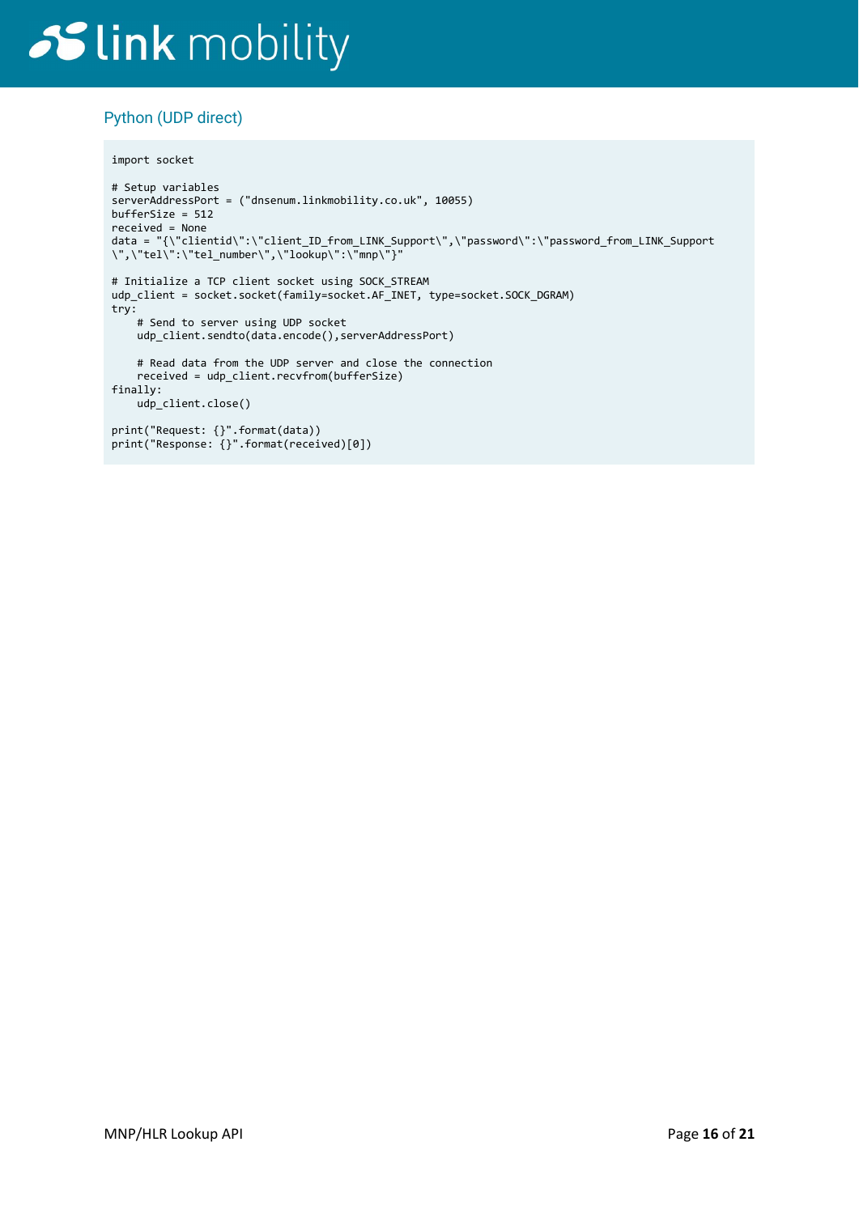## Python (UDP direct)

```
import socket

# Setup variables
serverAddressPort = ("dnsenum.linkmobility.co.uk", 10055)
bufferSize = 512
received = None
data = "{\"clientid\":\"client_ID_from_LINK_Support\",\"password\":\"password_from_LINK_Support
\",\"tel\":\"tel_number\",\"lookup\":\"mnp\"}"

# Initialize a TCP client socket using SOCK_STREAM
udp_client = socket.socket(family=socket.AF_INET, type=socket.SOCK_DGRAM)
try:
    # Send to server using UDP socket
    udp_client.sendto(data.encode(),serverAddressPort)

    # Read data from the UDP server and close the connection
    received = udp_client.recvfrom(bufferSize)
finally:
    udp_client.close()

print("Request: {}".format(data))
print("Response: {}".format(received)[0])
```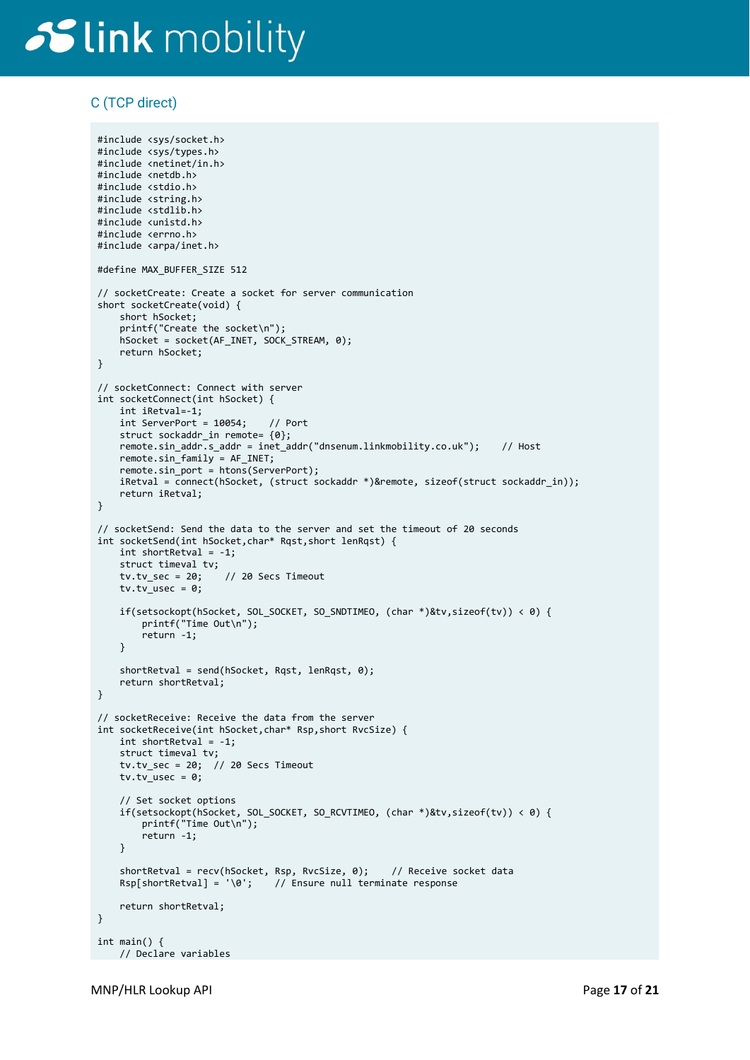### C (TCP direct)

```
#include <sys/socket.h>
#include <sys/types.h>
#include <netinet/in.h>
#include <netdb.h>
#include <stdio.h>
#include <string.h>
#include <stdlib.h>
#include <unistd.h>
#include <errno.h>
#include <arpa/inet.h>

#define MAX_BUFFER_SIZE 512

// socketCreate: Create a socket for server communication
short socketCreate(void) {
    short hSocket;
    printf("Create the socket\n");
    hSocket = socket(AF_INET, SOCK_STREAM, 0);
    return hSocket;
}

// socketConnect: Connect with server
int socketConnect(int hSocket) {
    int iRetval=-1;
    int ServerPort = 10054;    // Port
    struct sockaddr_in remote= {0};
    remote.sin_addr.s_addr = inet_addr("dnsenum.linkmobility.co.uk");    // Host
    remote.sin_family = AF_INET;
    remote.sin_port = htons(ServerPort);
    iRetval = connect(hSocket, (struct sockaddr *)&remote, sizeof(struct sockaddr_in));
    return iRetval;
}

// socketSend: Send the data to the server and set the timeout of 20 seconds
int socketSend(int hSocket,char* Rqst,short lenRqst) {
    int shortRetval = -1;
    struct timeval tv;
    tv.tv_sec = 20;    // 20 Secs Timeout
    tv.tv_usec = 0;

    if(setsockopt(hSocket, SOL_SOCKET, SO_SNDTIMEO, (char *)&tv,sizeof(tv)) < 0) {
        printf("Time Out\n");
        return -1;
    }

    shortRetval = send(hSocket, Rqst, lenRqst, 0);
    return shortRetval;
}

// socketReceive: Receive the data from the server
int socketReceive(int hSocket,char* Rsp,short RvcSize) {
    int shortRetval = -1;
    struct timeval tv;
    tv.tv_sec = 20;  // 20 Secs Timeout
    tv.tv_usec = 0;

    // Set socket options
    if(setsockopt(hSocket, SOL_SOCKET, SO_RCVTIMEO, (char *)&tv,sizeof(tv)) < 0) {
        printf("Time Out\n");
        return -1;
    }

    shortRetval = recv(hSocket, Rsp, RvcSize, 0);    // Receive socket data
    Rsp[shortRetval] = '\0';    // Ensure null terminate response

    return shortRetval;
}

int main() {
    // Declare variables
```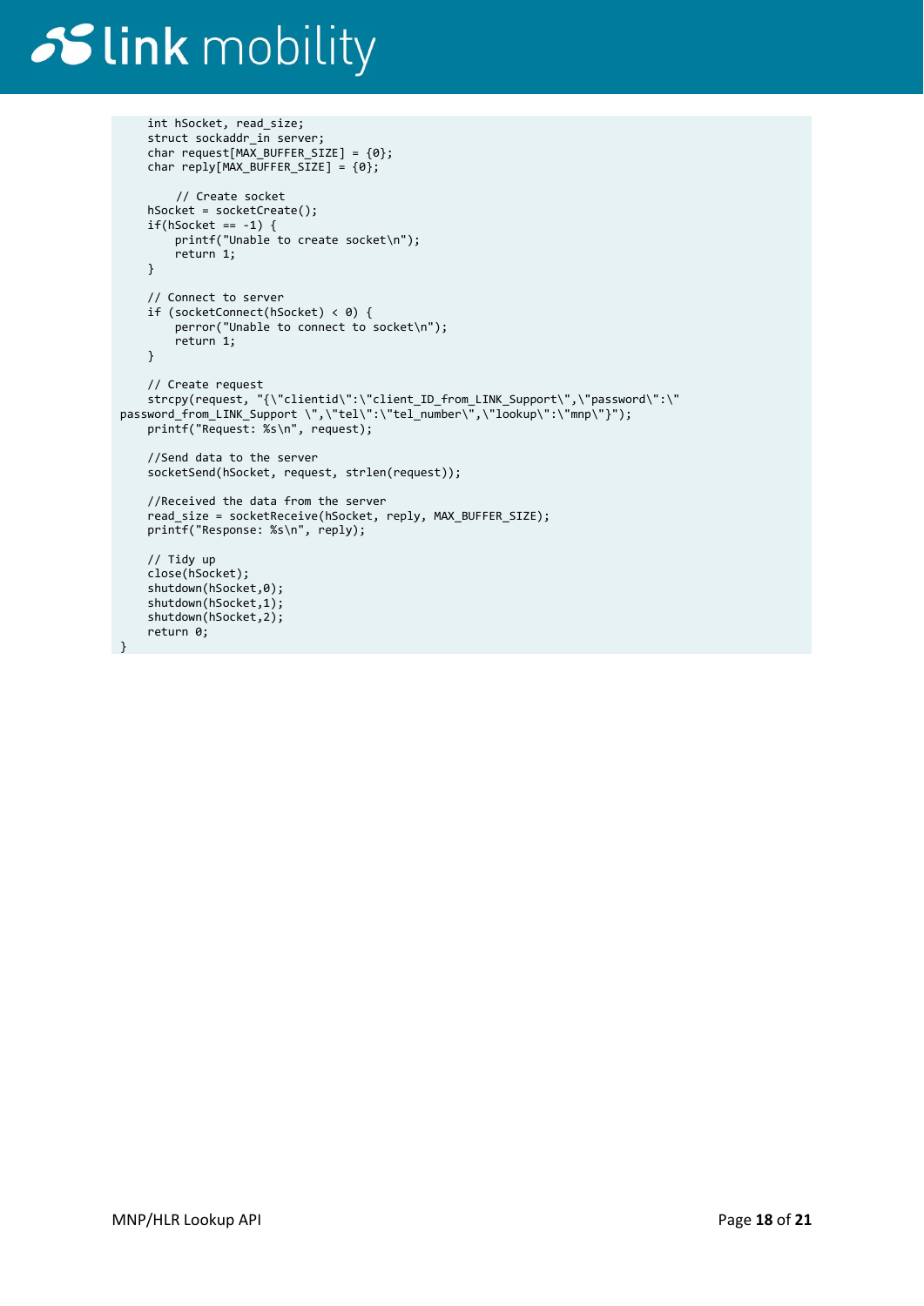```
    int hSocket, read_size;
    struct sockaddr_in server;
    char request[MAX_BUFFER_SIZE] = {0};
    char reply[MAX_BUFFER_SIZE] = {0};

        // Create socket
    hSocket = socketCreate();
    if(hSocket == -1) {
        printf("Unable to create socket\n");
        return 1;
    }

    // Connect to server
    if (socketConnect(hSocket) < 0) {
        perror("Unable to connect to socket\n");
        return 1;
    }

    // Create request
    strcpy(request, "{\"clientid\":\"client_ID_from_LINK_Support\",\"password\":\"
password_from_LINK_Support \",\"tel\":\"tel_number\",\"lookup\":\"mnp\"}");
    printf("Request: %s\n", request);

    //Send data to the server
    socketSend(hSocket, request, strlen(request));

    //Received the data from the server
    read_size = socketReceive(hSocket, reply, MAX_BUFFER_SIZE);
    printf("Response: %s\n", reply);

    // Tidy up
    close(hSocket);
    shutdown(hSocket,0);
    shutdown(hSocket,1);
    shutdown(hSocket,2);
    return 0;
}
```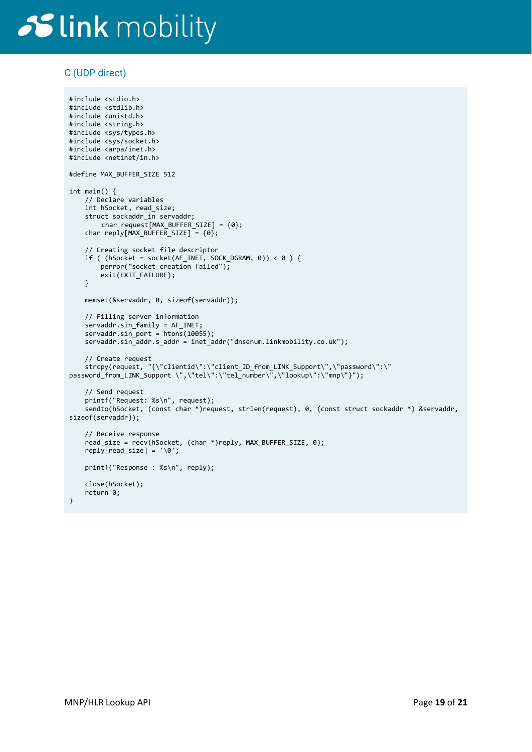### C (UDP direct)

```c
#include <stdio.h>
#include <stdlib.h>
#include <unistd.h>
#include <string.h>
#include <sys/types.h>
#include <sys/socket.h>
#include <arpa/inet.h>
#include <netinet/in.h>

#define MAX_BUFFER_SIZE 512

int main() {
    // Declare variables
    int hSocket, read_size;
    struct sockaddr_in servaddr;
        char request[MAX_BUFFER_SIZE] = {0};
    char reply[MAX_BUFFER_SIZE] = {0};

    // Creating socket file descriptor
    if ( (hSocket = socket(AF_INET, SOCK_DGRAM, 0)) < 0 ) {
        perror("socket creation failed");
        exit(EXIT_FAILURE);
    }

    memset(&servaddr, 0, sizeof(servaddr));

    // Filling server information
    servaddr.sin_family = AF_INET;
    servaddr.sin_port = htons(10055);
    servaddr.sin_addr.s_addr = inet_addr("dnsenum.linkmobility.co.uk");

    // Create request
    strcpy(request, "{\"clientid\":\"client_ID_from_LINK_Support\",\"password\":\"
password_from_LINK_Support \",\"tel\":\"tel_number\",\"lookup\":\"mnp\"}");

    // Send request
    printf("Request: %s\n", request);
    sendto(hSocket, (const char *)request, strlen(request), 0, (const struct sockaddr *) &servaddr,
sizeof(servaddr));

    // Receive response
    read_size = recv(hSocket, (char *)reply, MAX_BUFFER_SIZE, 0);
    reply[read_size] = '\0';

    printf("Response : %s\n", reply);

    close(hSocket);
    return 0;
}
```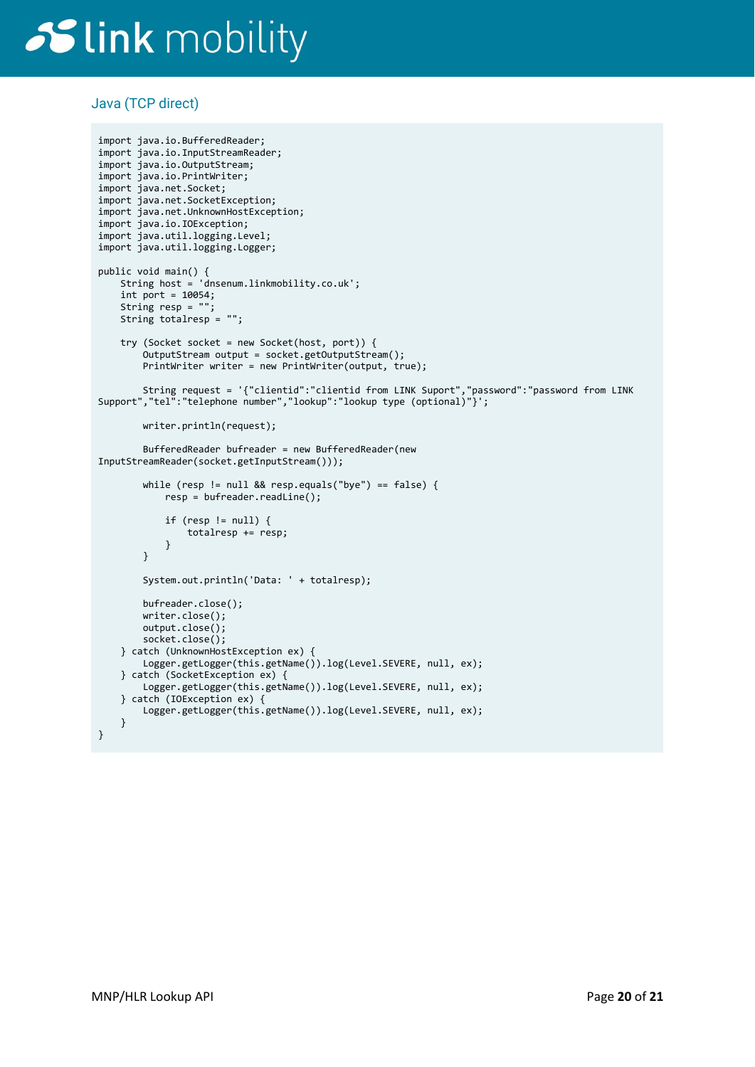## Java (TCP direct)

```
import java.io.BufferedReader;
import java.io.InputStreamReader;
import java.io.OutputStream;
import java.io.PrintWriter;
import java.net.Socket;
import java.net.SocketException;
import java.net.UnknownHostException;
import java.io.IOException;
import java.util.logging.Level;
import java.util.logging.Logger;

public void main() {
    String host = 'dnsenum.linkmobility.co.uk';
    int port = 10054;
    String resp = "";
    String totalresp = "";

    try (Socket socket = new Socket(host, port)) {
        OutputStream output = socket.getOutputStream();
        PrintWriter writer = new PrintWriter(output, true);

        String request = '{"clientid":"clientid from LINK Suport","password":"password from LINK 
Support","tel":"telephone number","lookup":"lookup type (optional)"}';

        writer.println(request);

        BufferedReader bufreader = new BufferedReader(new 
InputStreamReader(socket.getInputStream()));

        while (resp != null && resp.equals("bye") == false) {
            resp = bufreader.readLine();

            if (resp != null) {
                totalresp += resp;
            }
        }

        System.out.println('Data: ' + totalresp);

        bufreader.close();
        writer.close();
        output.close();
        socket.close();
    } catch (UnknownHostException ex) {
        Logger.getLogger(this.getName()).log(Level.SEVERE, null, ex);
    } catch (SocketException ex) {
        Logger.getLogger(this.getName()).log(Level.SEVERE, null, ex);
    } catch (IOException ex) {
        Logger.getLogger(this.getName()).log(Level.SEVERE, null, ex);
    }
}
```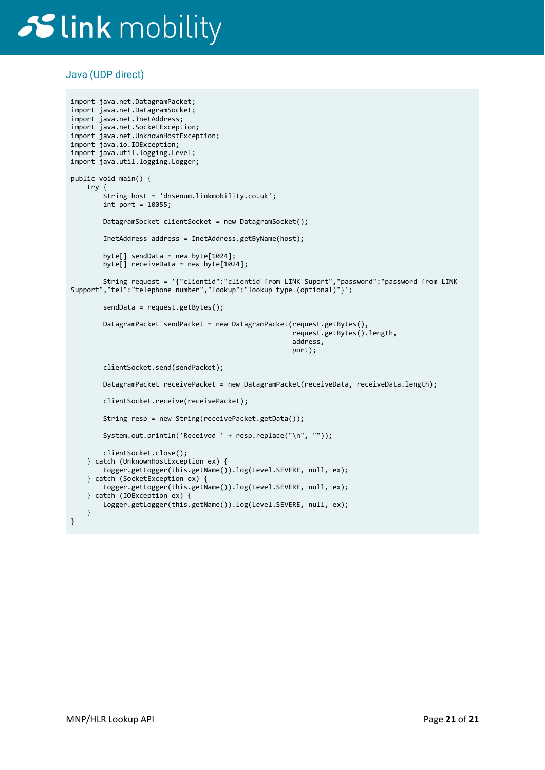## Java (UDP direct)

```
import java.net.DatagramPacket;
import java.net.DatagramSocket;
import java.net.InetAddress;
import java.net.SocketException;
import java.net.UnknownHostException;
import java.io.IOException;
import java.util.logging.Level;
import java.util.logging.Logger;

public void main() {
    try {
        String host = 'dnsenum.linkmobility.co.uk';
        int port = 10055;

        DatagramSocket clientSocket = new DatagramSocket();

        InetAddress address = InetAddress.getByName(host);

        byte[] sendData = new byte[1024];
        byte[] receiveData = new byte[1024];

        String request = '{"clientid":"clientid from LINK Suport","password":"password from LINK 
Support","tel":"telephone number","lookup":"lookup type (optional)"}';

        sendData = request.getBytes();

        DatagramPacket sendPacket = new DatagramPacket(request.getBytes(),
                                                       request.getBytes().length,
                                                       address,
                                                       port);

        clientSocket.send(sendPacket);

        DatagramPacket receivePacket = new DatagramPacket(receiveData, receiveData.length);

        clientSocket.receive(receivePacket);

        String resp = new String(receivePacket.getData());

        System.out.println('Received ' + resp.replace("\n", ""));

        clientSocket.close();
    } catch (UnknownHostException ex) {
        Logger.getLogger(this.getName()).log(Level.SEVERE, null, ex);
    } catch (SocketException ex) {
        Logger.getLogger(this.getName()).log(Level.SEVERE, null, ex);
    } catch (IOException ex) {
        Logger.getLogger(this.getName()).log(Level.SEVERE, null, ex);
    }
}
```